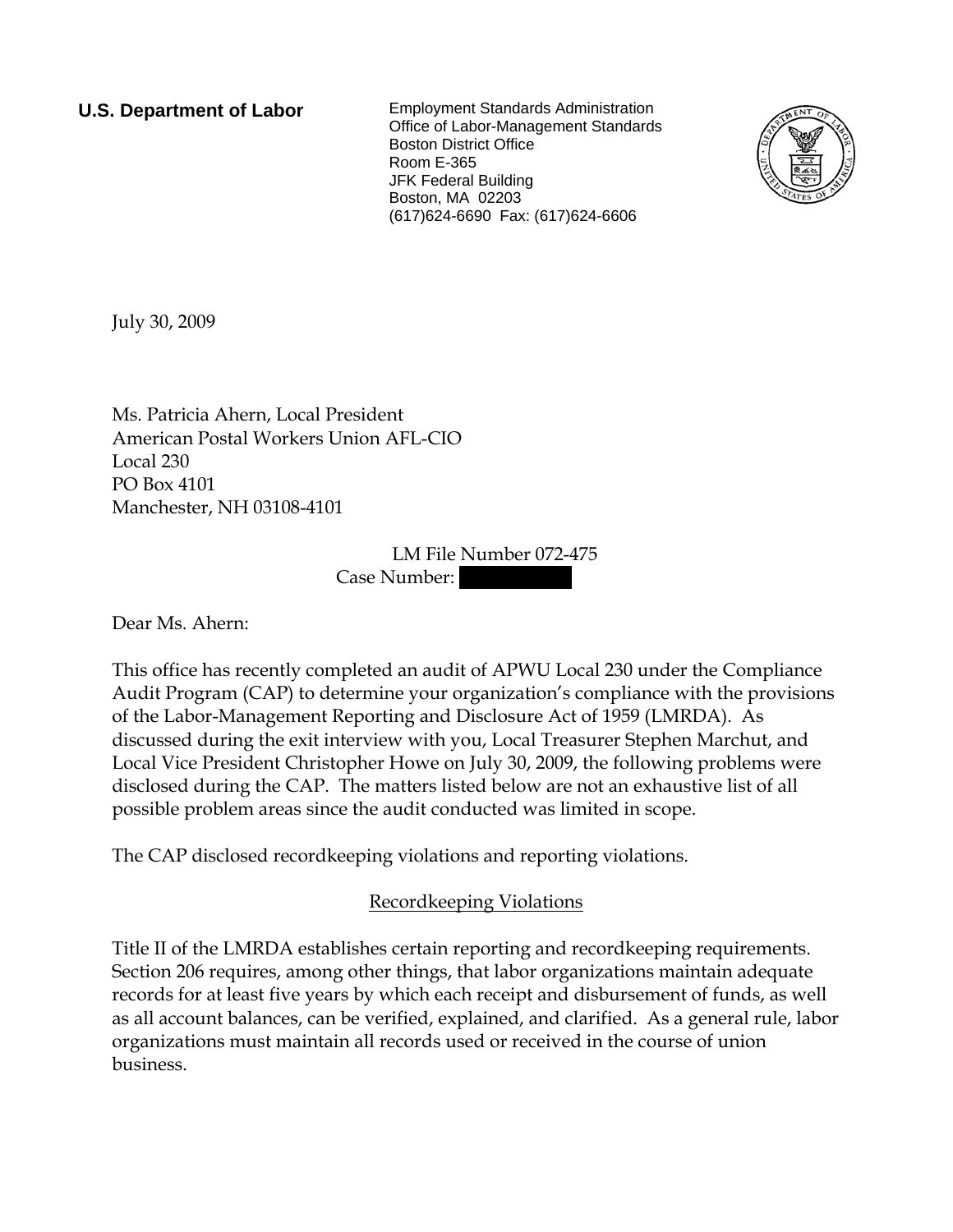**U.S. Department of Labor**

Employment Standards Administration
Office of Labor-Management Standards
Boston District Office
Room E-365
JFK Federal Building
Boston, MA 02203
(617)624-6690 Fax: (617)624-6606

July 30, 2009

Ms. Patricia Ahern, Local President
American Postal Workers Union AFL-CIO
Local 230
PO Box 4101
Manchester, NH 03108-4101

LM File Number 072-475
Case Number: [REDACTED]

Dear Ms. Ahern:

This office has recently completed an audit of APWU Local 230 under the Compliance Audit Program (CAP) to determine your organization's compliance with the provisions of the Labor-Management Reporting and Disclosure Act of 1959 (LMRDA). As discussed during the exit interview with you, Local Treasurer Stephen Marchut, and Local Vice President Christopher Howe on July 30, 2009, the following problems were disclosed during the CAP. The matters listed below are not an exhaustive list of all possible problem areas since the audit conducted was limited in scope.

The CAP disclosed recordkeeping violations and reporting violations.

## Recordkeeping Violations

Title II of the LMRDA establishes certain reporting and recordkeeping requirements. Section 206 requires, among other things, that labor organizations maintain adequate records for at least five years by which each receipt and disbursement of funds, as well as all account balances, can be verified, explained, and clarified. As a general rule, labor organizations must maintain all records used or received in the course of union business.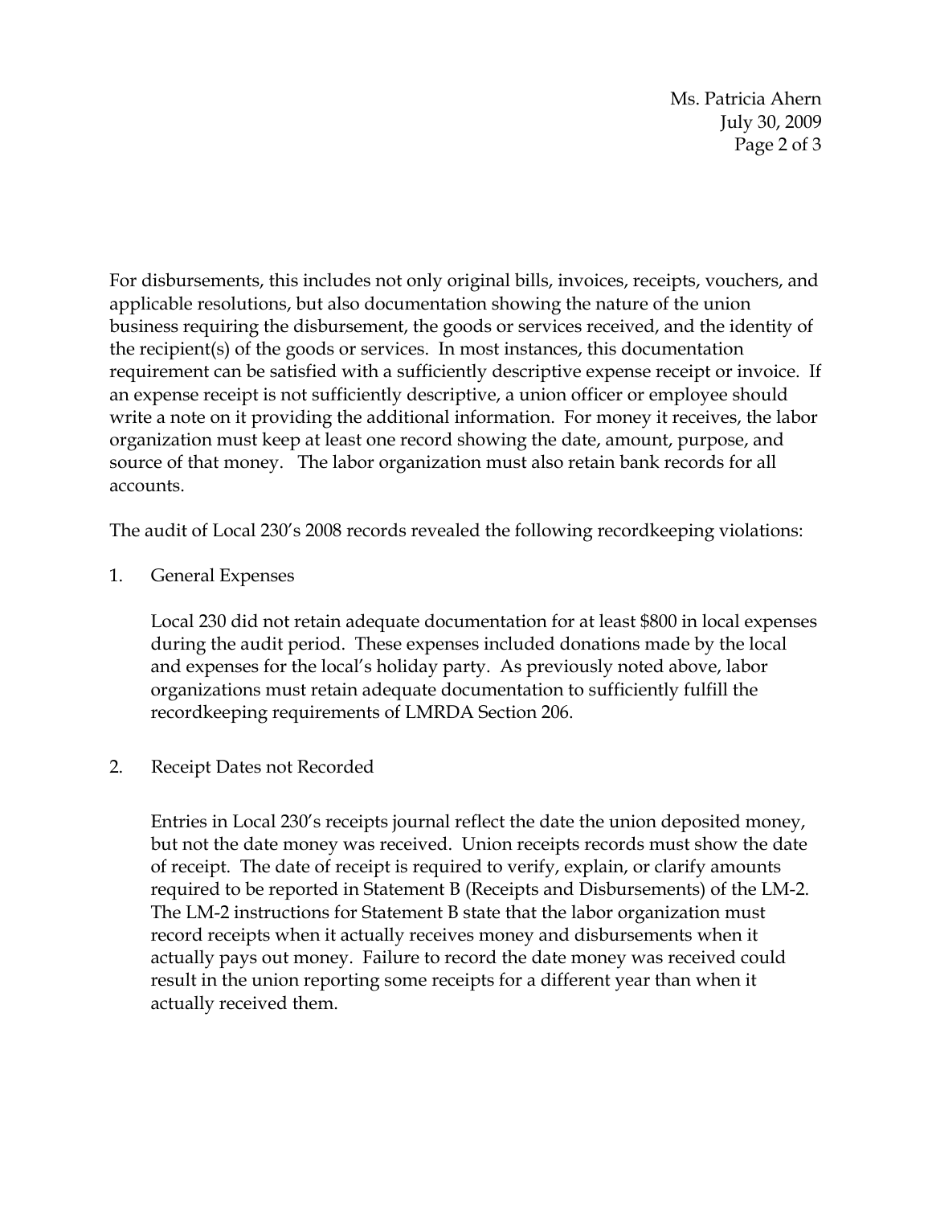For disbursements, this includes not only original bills, invoices, receipts, vouchers, and applicable resolutions, but also documentation showing the nature of the union business requiring the disbursement, the goods or services received, and the identity of the recipient(s) of the goods or services. In most instances, this documentation requirement can be satisfied with a sufficiently descriptive expense receipt or invoice. If an expense receipt is not sufficiently descriptive, a union officer or employee should write a note on it providing the additional information. For money it receives, the labor organization must keep at least one record showing the date, amount, purpose, and source of that money. The labor organization must also retain bank records for all accounts.

The audit of Local 230's 2008 records revealed the following recordkeeping violations:

1. General Expenses

   Local 230 did not retain adequate documentation for at least $800 in local expenses during the audit period. These expenses included donations made by the local and expenses for the local's holiday party. As previously noted above, labor organizations must retain adequate documentation to sufficiently fulfill the recordkeeping requirements of LMRDA Section 206.

2. Receipt Dates not Recorded

   Entries in Local 230's receipts journal reflect the date the union deposited money, but not the date money was received. Union receipts records must show the date of receipt. The date of receipt is required to verify, explain, or clarify amounts required to be reported in Statement B (Receipts and Disbursements) of the LM-2. The LM-2 instructions for Statement B state that the labor organization must record receipts when it actually receives money and disbursements when it actually pays out money. Failure to record the date money was received could result in the union reporting some receipts for a different year than when it actually received them.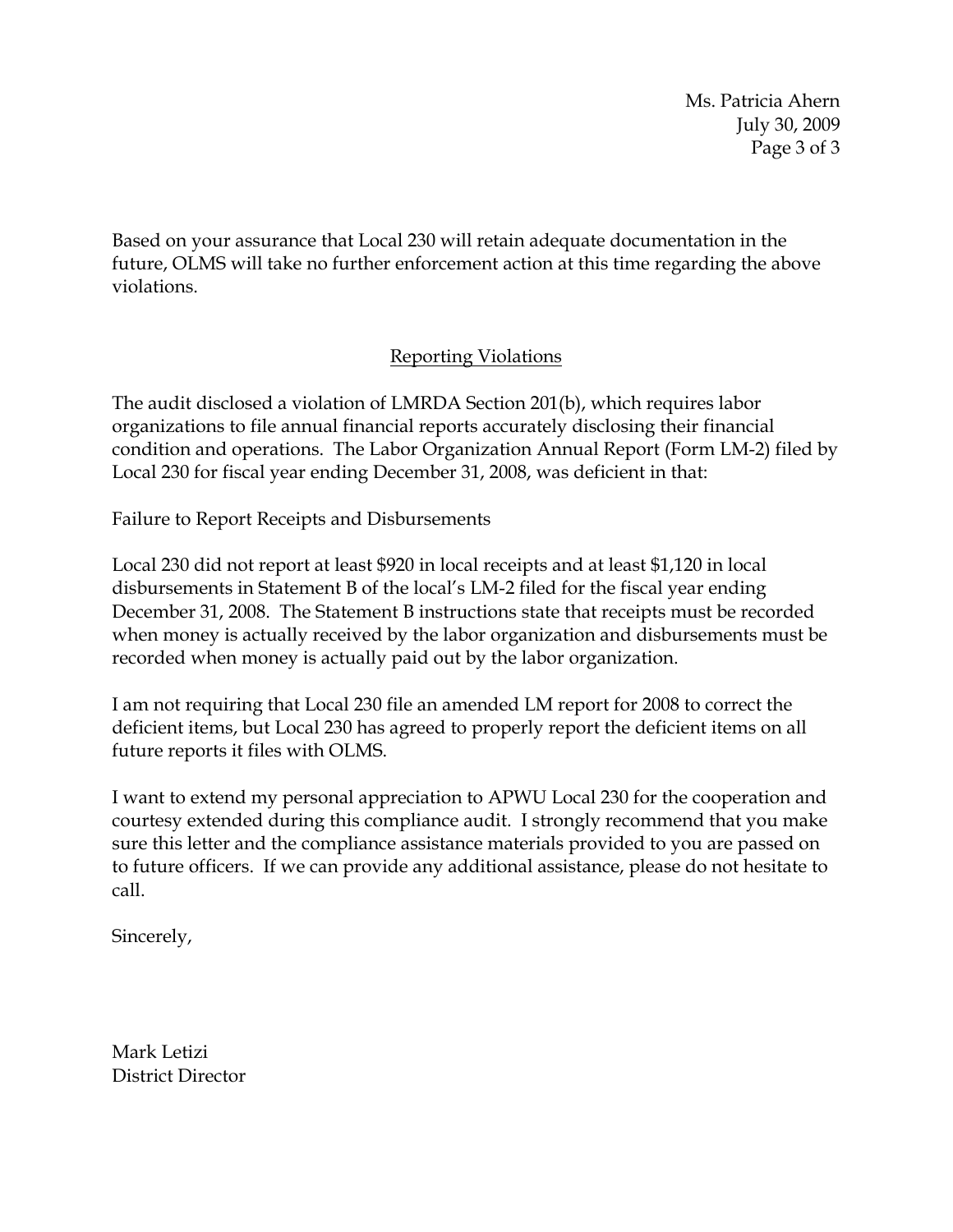Based on your assurance that Local 230 will retain adequate documentation in the future, OLMS will take no further enforcement action at this time regarding the above violations.

## Reporting Violations

The audit disclosed a violation of LMRDA Section 201(b), which requires labor organizations to file annual financial reports accurately disclosing their financial condition and operations. The Labor Organization Annual Report (Form LM-2) filed by Local 230 for fiscal year ending December 31, 2008, was deficient in that:

Failure to Report Receipts and Disbursements

Local 230 did not report at least $920 in local receipts and at least $1,120 in local disbursements in Statement B of the local's LM-2 filed for the fiscal year ending December 31, 2008. The Statement B instructions state that receipts must be recorded when money is actually received by the labor organization and disbursements must be recorded when money is actually paid out by the labor organization.

I am not requiring that Local 230 file an amended LM report for 2008 to correct the deficient items, but Local 230 has agreed to properly report the deficient items on all future reports it files with OLMS.

I want to extend my personal appreciation to APWU Local 230 for the cooperation and courtesy extended during this compliance audit. I strongly recommend that you make sure this letter and the compliance assistance materials provided to you are passed on to future officers. If we can provide any additional assistance, please do not hesitate to call.

Sincerely,

Mark Letizi
District Director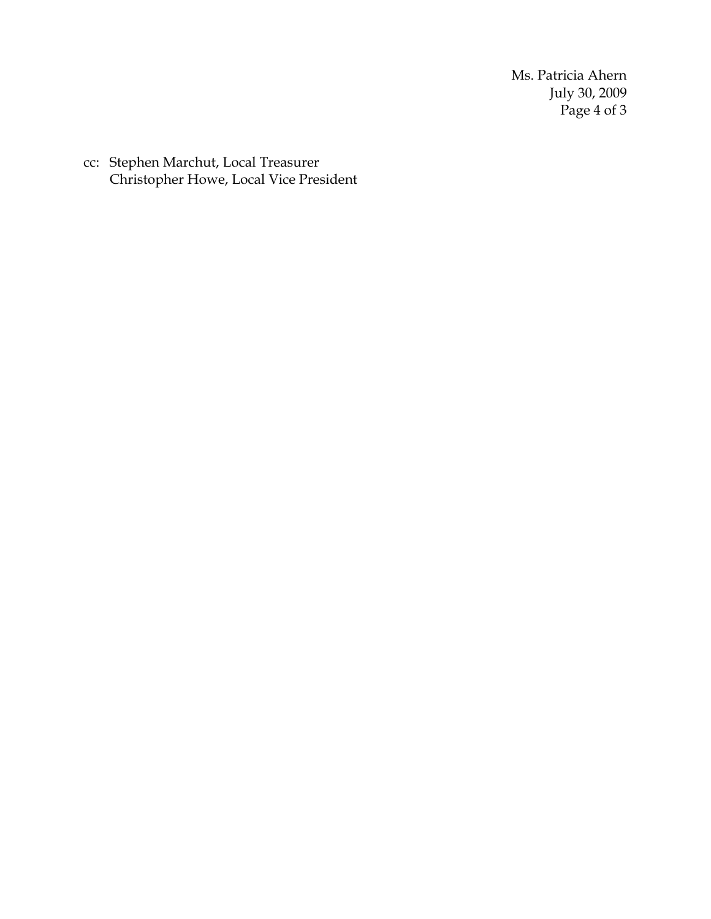cc: Stephen Marchut, Local Treasurer
Christopher Howe, Local Vice President